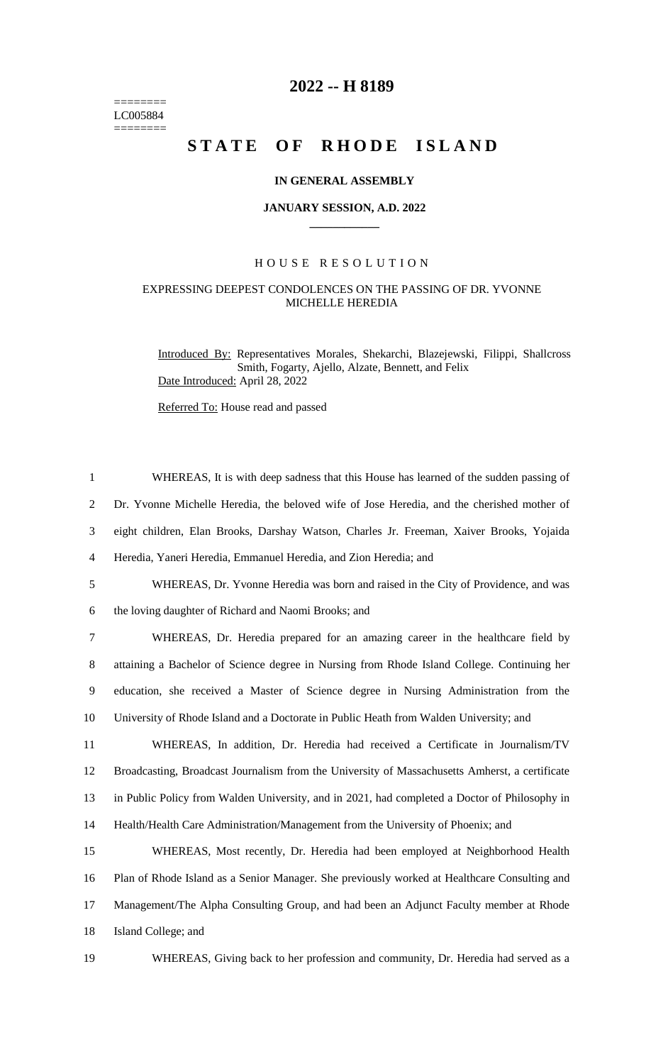========
LC005884
========

# 2022 -- H 8189

# STATE OF RHODE ISLAND

**IN GENERAL ASSEMBLY**

**JANUARY SESSION, A.D. 2022**

## HOUSE RESOLUTION

EXPRESSING DEEPEST CONDOLENCES ON THE PASSING OF DR. YVONNE MICHELLE HEREDIA

Introduced By: Representatives Morales, Shekarchi, Blazejewski, Filippi, Shallcross Smith, Fogarty, Ajello, Alzate, Bennett, and Felix

Date Introduced: April 28, 2022

Referred To: House read and passed

1 WHEREAS, It is with deep sadness that this House has learned of the sudden passing of
2 Dr. Yvonne Michelle Heredia, the beloved wife of Jose Heredia, and the cherished mother of
3 eight children, Elan Brooks, Darshay Watson, Charles Jr. Freeman, Xaiver Brooks, Yojaida
4 Heredia, Yaneri Heredia, Emmanuel Heredia, and Zion Heredia; and

5 WHEREAS, Dr. Yvonne Heredia was born and raised in the City of Providence, and was
6 the loving daughter of Richard and Naomi Brooks; and

7 WHEREAS, Dr. Heredia prepared for an amazing career in the healthcare field by
8 attaining a Bachelor of Science degree in Nursing from Rhode Island College. Continuing her
9 education, she received a Master of Science degree in Nursing Administration from the
10 University of Rhode Island and a Doctorate in Public Heath from Walden University; and

11 WHEREAS, In addition, Dr. Heredia had received a Certificate in Journalism/TV
12 Broadcasting, Broadcast Journalism from the University of Massachusetts Amherst, a certificate
13 in Public Policy from Walden University, and in 2021, had completed a Doctor of Philosophy in
14 Health/Health Care Administration/Management from the University of Phoenix; and

15 WHEREAS, Most recently, Dr. Heredia had been employed at Neighborhood Health
16 Plan of Rhode Island as a Senior Manager. She previously worked at Healthcare Consulting and
17 Management/The Alpha Consulting Group, and had been an Adjunct Faculty member at Rhode
18 Island College; and

19 WHEREAS, Giving back to her profession and community, Dr. Heredia had served as a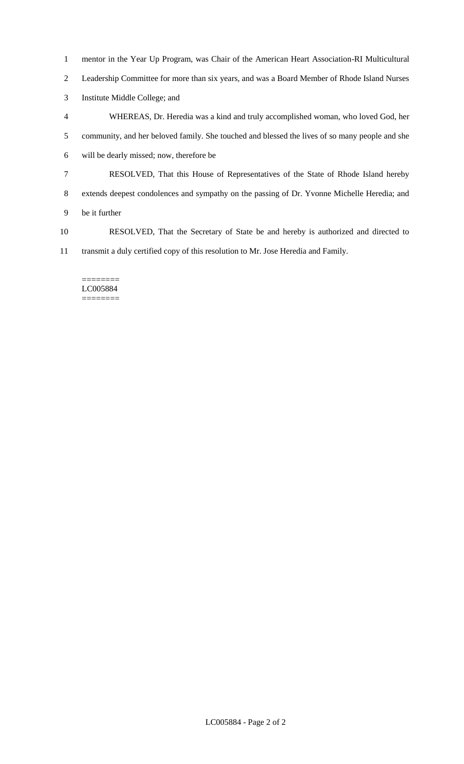mentor in the Year Up Program, was Chair of the American Heart Association-RI Multicultural Leadership Committee for more than six years, and was a Board Member of Rhode Island Nurses Institute Middle College; and

WHEREAS, Dr. Heredia was a kind and truly accomplished woman, who loved God, her community, and her beloved family. She touched and blessed the lives of so many people and she will be dearly missed; now, therefore be

RESOLVED, That this House of Representatives of the State of Rhode Island hereby extends deepest condolences and sympathy on the passing of Dr. Yvonne Michelle Heredia; and be it further

RESOLVED, That the Secretary of State be and hereby is authorized and directed to transmit a duly certified copy of this resolution to Mr. Jose Heredia and Family.

========
LC005884
========